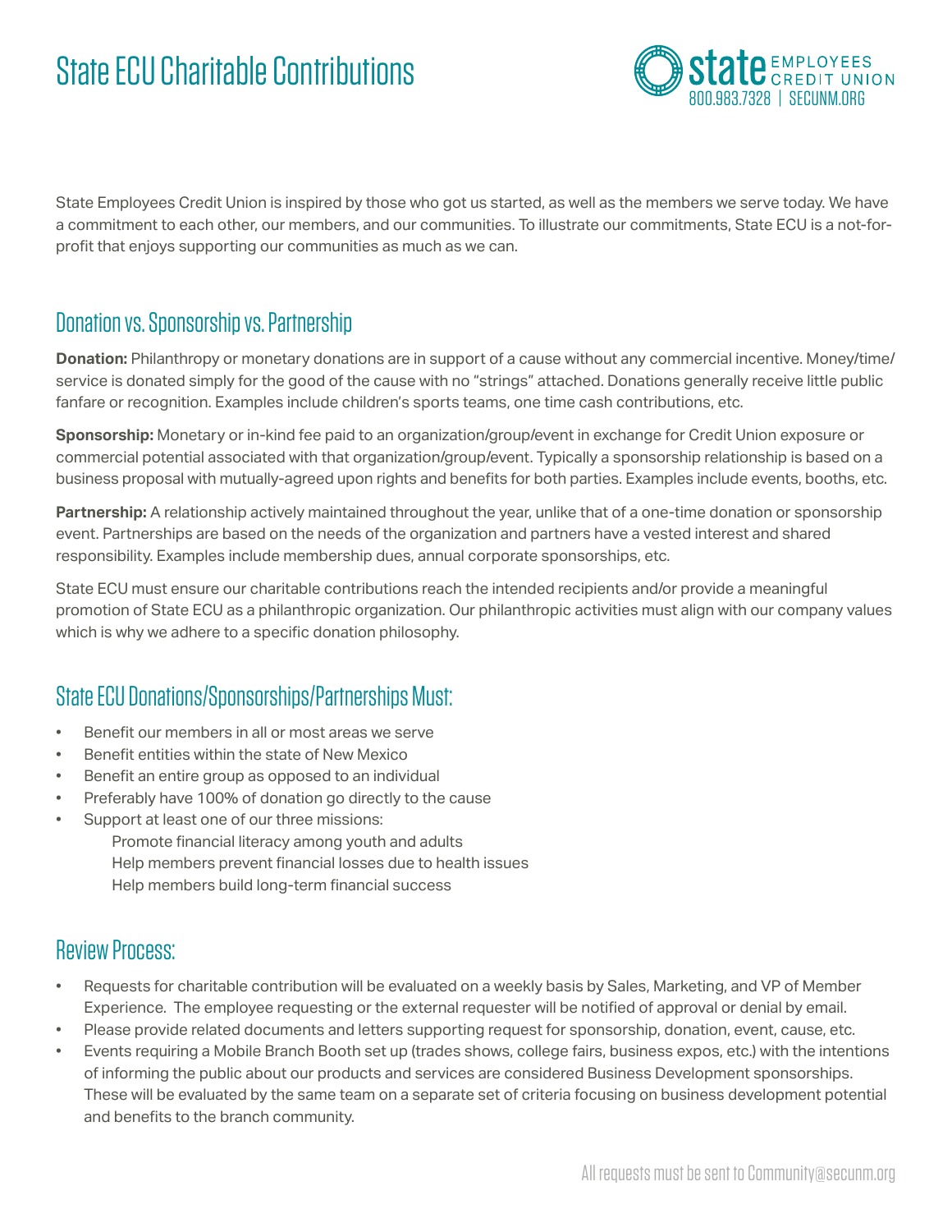# State ECU Charitable Contributions

State Employees Credit Union
800.983.7328 | SECUNM.ORG

State Employees Credit Union is inspired by those who got us started, as well as the members we serve today. We have a commitment to each other, our members, and our communities. To illustrate our commitments, State ECU is a not-for-profit that enjoys supporting our communities as much as we can.

## Donation vs. Sponsorship vs. Partnership

**Donation:** Philanthropy or monetary donations are in support of a cause without any commercial incentive. Money/time/service is donated simply for the good of the cause with no "strings" attached. Donations generally receive little public fanfare or recognition. Examples include children's sports teams, one time cash contributions, etc.

**Sponsorship:** Monetary or in-kind fee paid to an organization/group/event in exchange for Credit Union exposure or commercial potential associated with that organization/group/event. Typically a sponsorship relationship is based on a business proposal with mutually-agreed upon rights and benefits for both parties. Examples include events, booths, etc.

**Partnership:** A relationship actively maintained throughout the year, unlike that of a one-time donation or sponsorship event. Partnerships are based on the needs of the organization and partners have a vested interest and shared responsibility. Examples include membership dues, annual corporate sponsorships, etc.

State ECU must ensure our charitable contributions reach the intended recipients and/or provide a meaningful promotion of State ECU as a philanthropic organization. Our philanthropic activities must align with our company values which is why we adhere to a specific donation philosophy.

## State ECU Donations/Sponsorships/Partnerships Must:

- Benefit our members in all or most areas we serve
- Benefit entities within the state of New Mexico
- Benefit an entire group as opposed to an individual
- Preferably have 100% of donation go directly to the cause
- Support at least one of our three missions:
  - Promote financial literacy among youth and adults
  - Help members prevent financial losses due to health issues
  - Help members build long-term financial success

## Review Process:

- Requests for charitable contribution will be evaluated on a weekly basis by Sales, Marketing, and VP of Member Experience. The employee requesting or the external requester will be notified of approval or denial by email.
- Please provide related documents and letters supporting request for sponsorship, donation, event, cause, etc.
- Events requiring a Mobile Branch Booth set up (trades shows, college fairs, business expos, etc.) with the intentions of informing the public about our products and services are considered Business Development sponsorships. These will be evaluated by the same team on a separate set of criteria focusing on business development potential and benefits to the branch community.

All requests must be sent to Community@secunm.org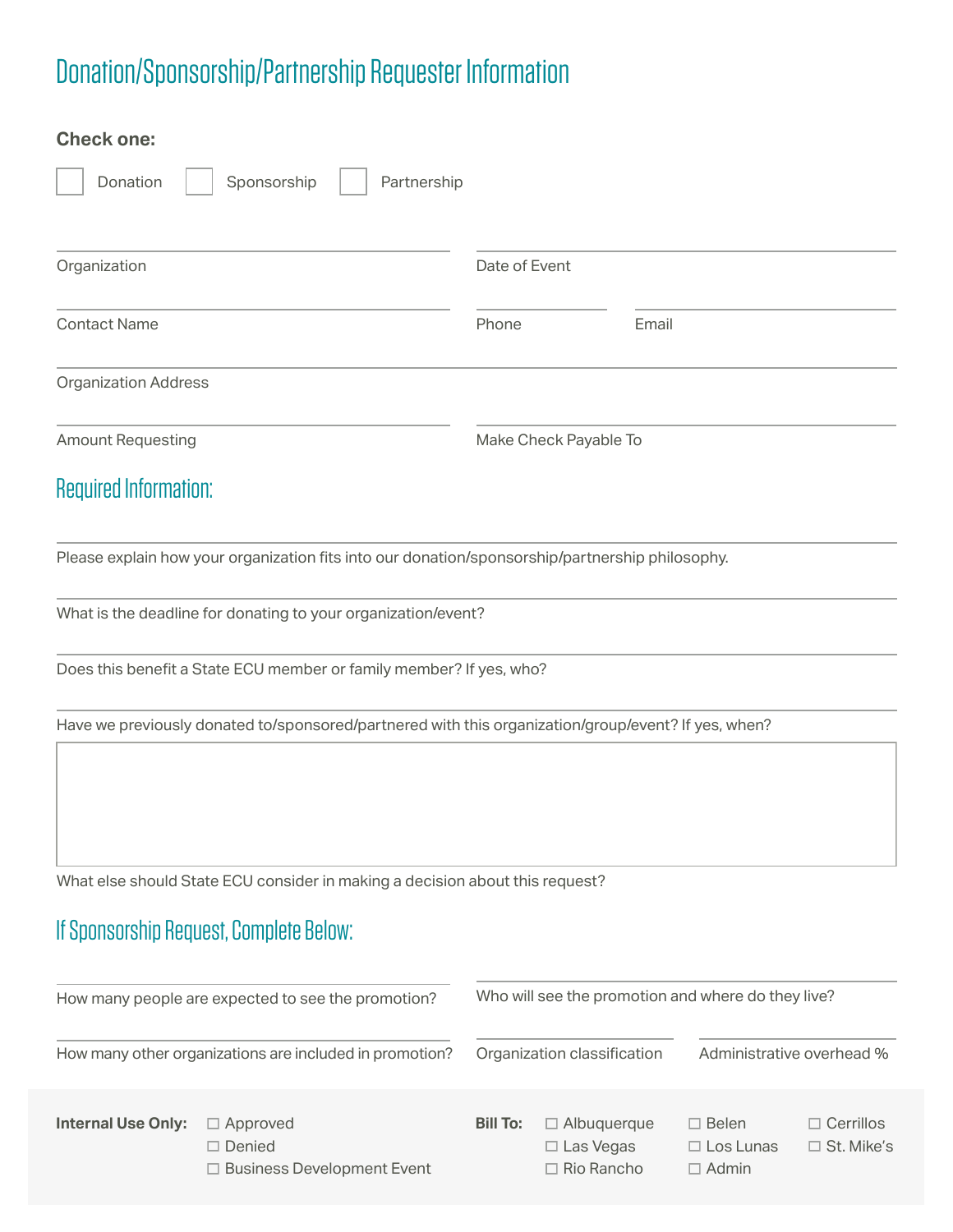# Donation/Sponsorship/Partnership Requester Information

**Check one:**

☐ Donation ☐ Sponsorship ☐ Partnership

Organization

Date of Event

Contact Name

Phone

Email

Organization Address

Amount Requesting

Make Check Payable To

## Required Information:

Please explain how your organization fits into our donation/sponsorship/partnership philosophy.

What is the deadline for donating to your organization/event?

Does this benefit a State ECU member or family member? If yes, who?

Have we previously donated to/sponsored/partnered with this organization/group/event? If yes, when?

What else should State ECU consider in making a decision about this request?

## If Sponsorship Request, Complete Below:

How many people are expected to see the promotion?

Who will see the promotion and where do they live?

How many other organizations are included in promotion?

Organization classification

Administrative overhead %

**Internal Use Only:**

☐ Approved
☐ Denied
☐ Business Development Event

**Bill To:**

☐ Albuquerque
☐ Las Vegas
☐ Rio Rancho
☐ Belen
☐ Los Lunas
☐ Admin
☐ Cerrillos
☐ St. Mike's